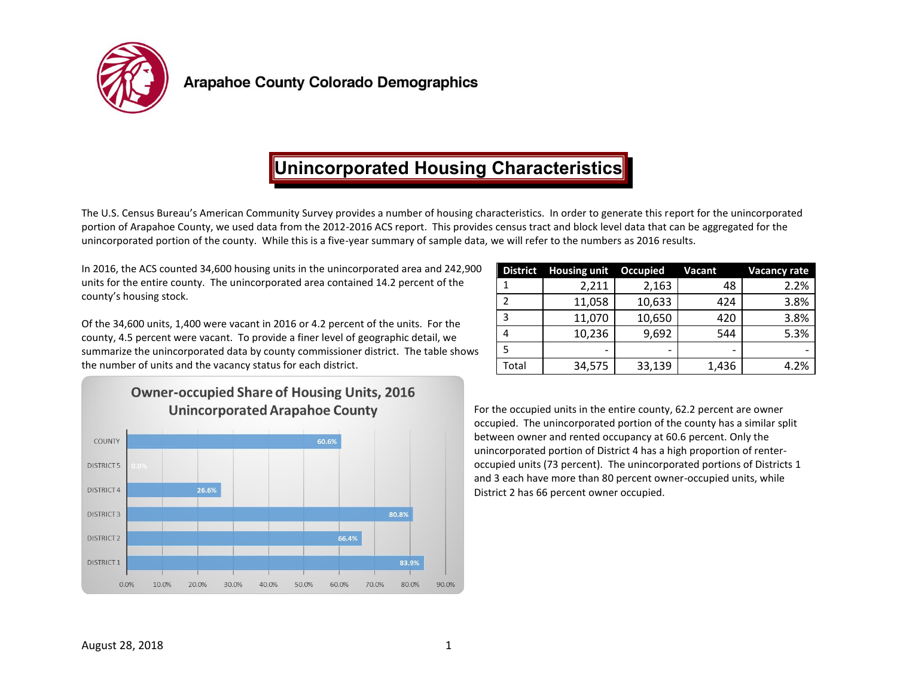# Arapahoe County Colorado Demographics

## Unincorporated Housing Characteristics

The U.S. Census Bureau's American Community Survey provides a number of housing characteristics. In order to generate this report for the unincorporated portion of Arapahoe County, we used data from the 2012-2016 ACS report. This provides census tract and block level data that can be aggregated for the unincorporated portion of the county. While this is a five-year summary of sample data, we will refer to the numbers as 2016 results.

In 2016, the ACS counted 34,600 housing units in the unincorporated area and 242,900 units for the entire county. The unincorporated area contained 14.2 percent of the county's housing stock.

Of the 34,600 units, 1,400 were vacant in 2016 or 4.2 percent of the units. For the county, 4.5 percent were vacant. To provide a finer level of geographic detail, we summarize the unincorporated data by county commissioner district. The table shows the number of units and the vacancy status for each district.

| District | Housing unit | Occupied | Vacant | Vacancy rate |
|---|---|---|---|---|
| 1 | 2,211 | 2,163 | 48 | 2.2% |
| 2 | 11,058 | 10,633 | 424 | 3.8% |
| 3 | 11,070 | 10,650 | 420 | 3.8% |
| 4 | 10,236 | 9,692 | 544 | 5.3% |
| 5 | - | - | - | - |
| Total | 34,575 | 33,139 | 1,436 | 4.2% |

**Owner-occupied Share of Housing Units, 2016**
**Unincorporated Arapahoe County**

| | Owner-occupied share |
|---|---|
| COUNTY | 60.6% |
| DISTRICT 5 | 0.0% |
| DISTRICT 4 | 26.6% |
| DISTRICT 3 | 80.8% |
| DISTRICT 2 | 66.4% |
| DISTRICT 1 | 83.9% |

For the occupied units in the entire county, 62.2 percent are owner occupied. The unincorporated portion of the county has a similar split between owner and rented occupancy at 60.6 percent. Only the unincorporated portion of District 4 has a high proportion of renter-occupied units (73 percent). The unincorporated portions of Districts 1 and 3 each have more than 80 percent owner-occupied units, while District 2 has 66 percent owner occupied.

August 28, 2018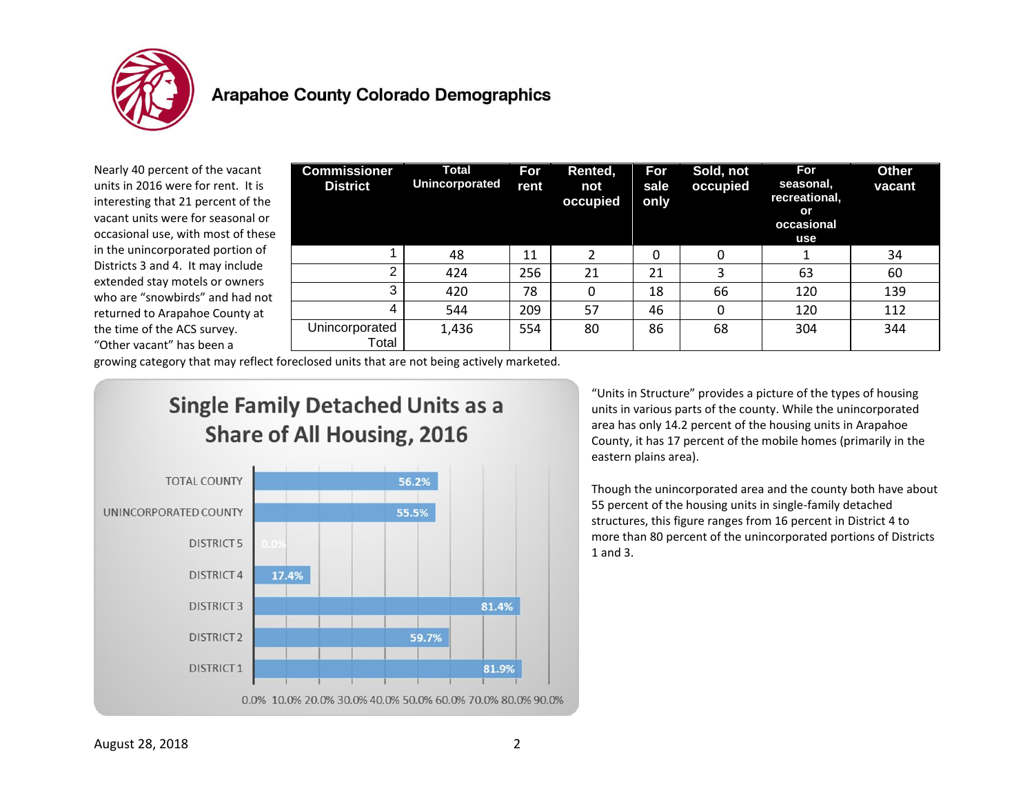# Arapahoe County Colorado Demographics

Nearly 40 percent of the vacant units in 2016 were for rent. It is interesting that 21 percent of the vacant units were for seasonal or occasional use, with most of these in the unincorporated portion of Districts 3 and 4. It may include extended stay motels or owners who are "snowbirds" and had not returned to Arapahoe County at the time of the ACS survey. "Other vacant" has been a growing category that may reflect foreclosed units that are not being actively marketed.

| Commissioner District | Total Unincorporated | For rent | Rented, not occupied | For sale only | Sold, not occupied | For seasonal, recreational, or occasional use | Other vacant |
|---|---|---|---|---|---|---|---|
| 1 | 48 | 11 | 2 | 0 | 0 | 1 | 34 |
| 2 | 424 | 256 | 21 | 21 | 3 | 63 | 60 |
| 3 | 420 | 78 | 0 | 18 | 66 | 120 | 139 |
| 4 | 544 | 209 | 57 | 46 | 0 | 120 | 112 |
| Unincorporated Total | 1,436 | 554 | 80 | 86 | 68 | 304 | 344 |

**Single Family Detached Units as a Share of All Housing, 2016**

| Area | Share |
|---|---|
| TOTAL COUNTY | 56.2% |
| UNINCORPORATED COUNTY | 55.5% |
| DISTRICT 5 | 0.0% |
| DISTRICT 4 | 17.4% |
| DISTRICT 3 | 81.4% |
| DISTRICT 2 | 59.7% |
| DISTRICT 1 | 81.9% |

"Units in Structure" provides a picture of the types of housing units in various parts of the county. While the unincorporated area has only 14.2 percent of the housing units in Arapahoe County, it has 17 percent of the mobile homes (primarily in the eastern plains area).

Though the unincorporated area and the county both have about 55 percent of the housing units in single-family detached structures, this figure ranges from 16 percent in District 4 to more than 80 percent of the unincorporated portions of Districts 1 and 3.

August 28, 2018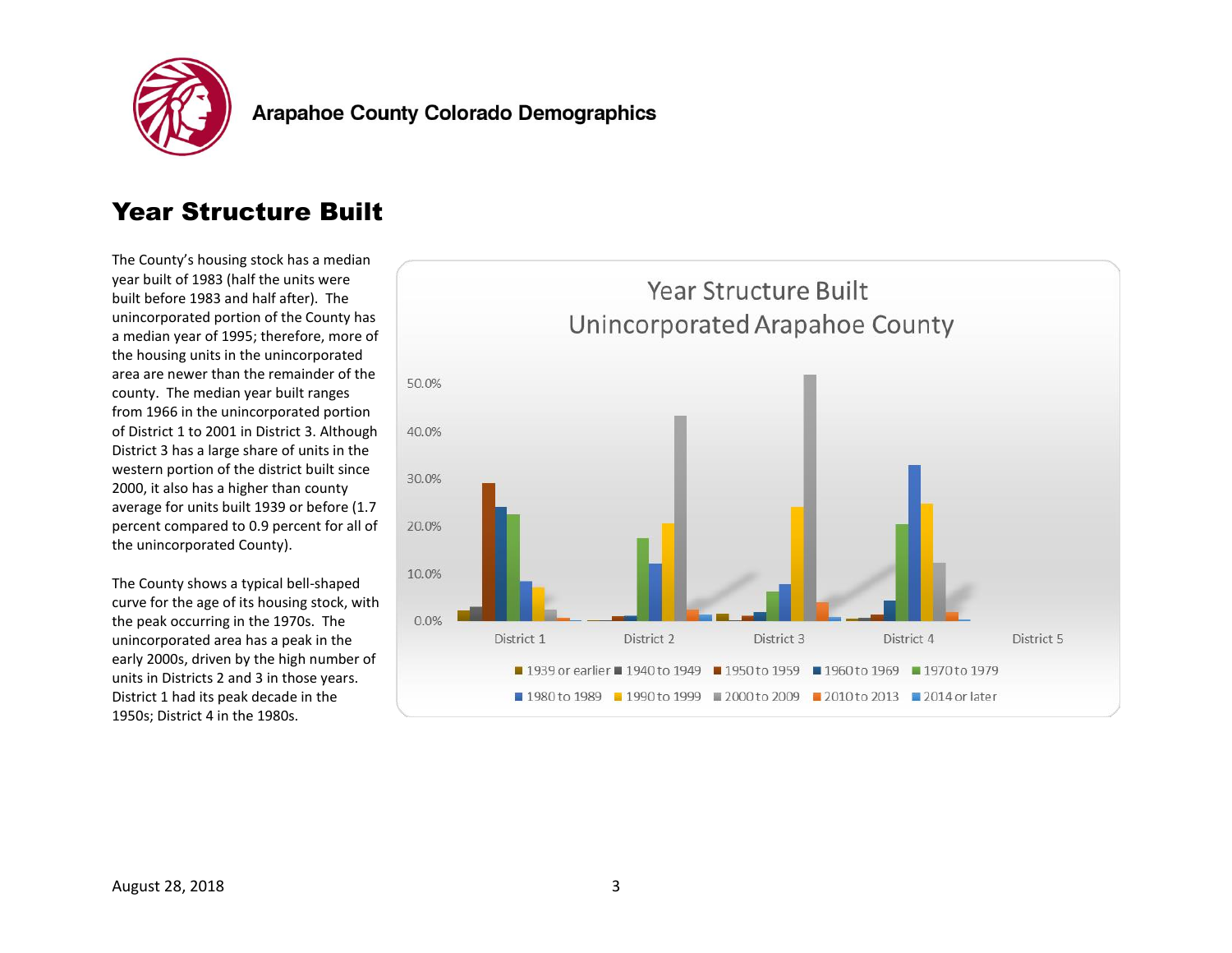# Year Structure Built

The County's housing stock has a median year built of 1983 (half the units were built before 1983 and half after). The unincorporated portion of the County has a median year of 1995; therefore, more of the housing units in the unincorporated area are newer than the remainder of the county. The median year built ranges from 1966 in the unincorporated portion of District 1 to 2001 in District 3. Although District 3 has a large share of units in the western portion of the district built since 2000, it also has a higher than county average for units built 1939 or before (1.7 percent compared to 0.9 percent for all of the unincorporated County).

The County shows a typical bell-shaped curve for the age of its housing stock, with the peak occurring in the 1970s. The unincorporated area has a peak in the early 2000s, driven by the high number of units in Districts 2 and 3 in those years. District 1 had its peak decade in the 1950s; District 4 in the 1980s.

Year Structure Built
Unincorporated Arapahoe County

50.0%
40.0%
30.0%
20.0%
10.0%
0.0%

District 1 District 2 District 3 District 4 District 5

1939 or earlier, 1940 to 1949, 1950 to 1959, 1960 to 1969, 1970 to 1979, 1980 to 1989, 1990 to 1999, 2000 to 2009, 2010 to 2013, 2014 or later

August 28, 2018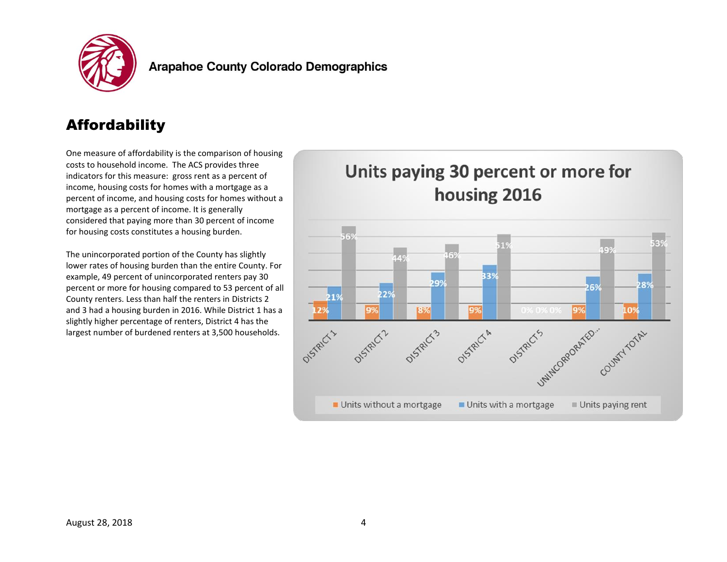## Affordability

One measure of affordability is the comparison of housing costs to household income. The ACS provides three indicators for this measure: gross rent as a percent of income, housing costs for homes with a mortgage as a percent of income, and housing costs for homes without a mortgage as a percent of income. It is generally considered that paying more than 30 percent of income for housing costs constitutes a housing burden.

The unincorporated portion of the County has slightly lower rates of housing burden than the entire County. For example, 49 percent of unincorporated renters pay 30 percent or more for housing compared to 53 percent of all County renters. Less than half the renters in Districts 2 and 3 had a housing burden in 2016. While District 1 has a slightly higher percentage of renters, District 4 has the largest number of burdened renters at 3,500 households.

**Units paying 30 percent or more for housing 2016**

| | Units without a mortgage | Units with a mortgage | Units paying rent |
|---|---|---|---|
| DISTRICT 1 | 12% | 21% | 56% |
| DISTRICT 2 | 9% | 22% | 44% |
| DISTRICT 3 | 8% | 29% | 46% |
| DISTRICT 4 | 9% | 33% | 51% |
| DISTRICT 5 | 0% | 0% | 0% |
| UNINCORPORATED... | 9% | 26% | 49% |
| COUNTY TOTAL | 10% | 28% | 53% |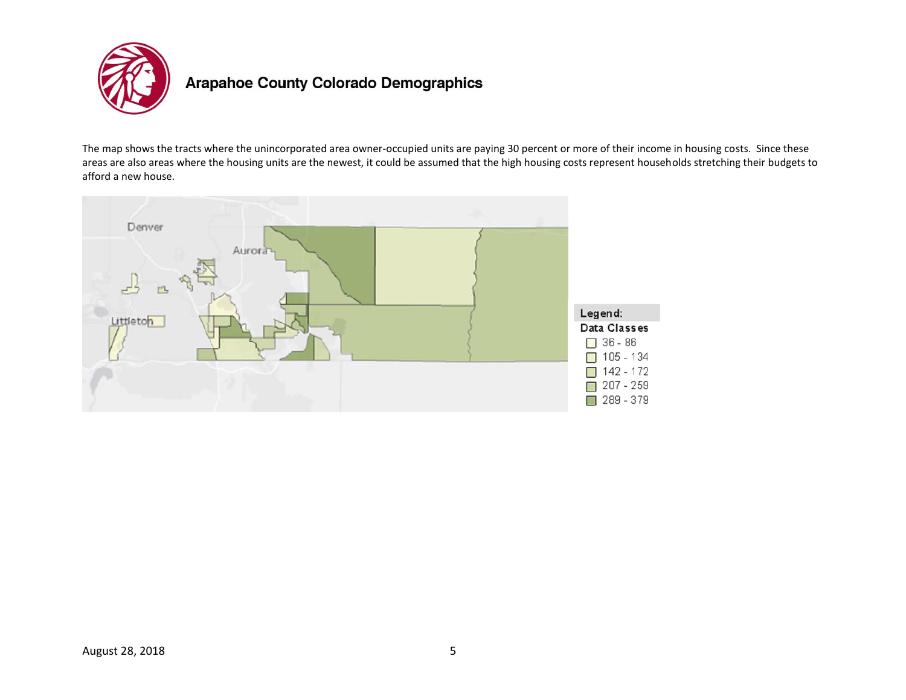## Arapahoe County Colorado Demographics

The map shows the tracts where the unincorporated area owner-occupied units are paying 30 percent or more of their income in housing costs. Since these areas are also areas where the housing units are the newest, it could be assumed that the high housing costs represent households stretching their budgets to afford a new house.

Legend:

Data Classes

- 36 - 86
- 105 - 134
- 142 - 172
- 207 - 259
- 289 - 379

August 28, 2018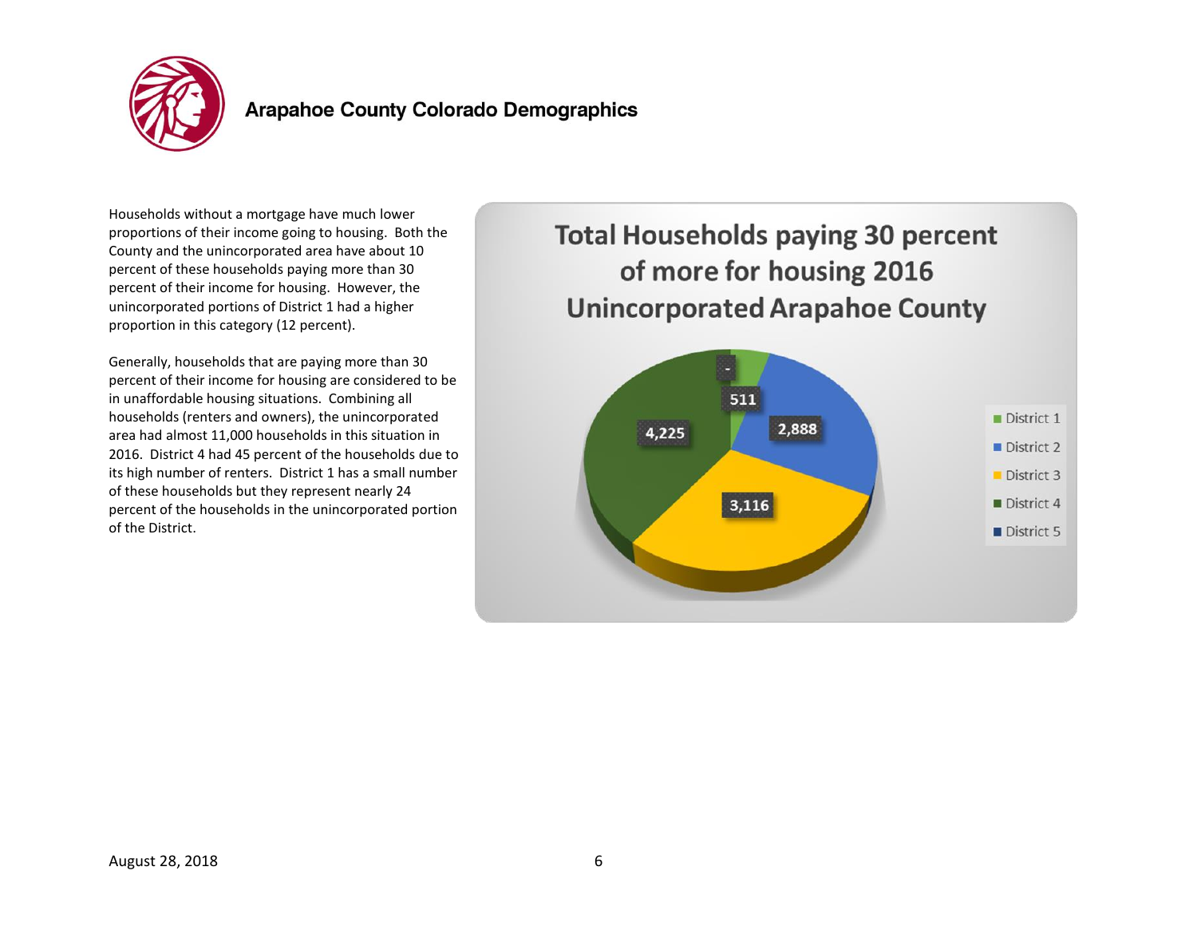## Arapahoe County Colorado Demographics

Households without a mortgage have much lower proportions of their income going to housing. Both the County and the unincorporated area have about 10 percent of these households paying more than 30 percent of their income for housing. However, the unincorporated portions of District 1 had a higher proportion in this category (12 percent).

Generally, households that are paying more than 30 percent of their income for housing are considered to be in unaffordable housing situations. Combining all households (renters and owners), the unincorporated area had almost 11,000 households in this situation in 2016. District 4 had 45 percent of the households due to its high number of renters. District 1 has a small number of these households but they represent nearly 24 percent of the households in the unincorporated portion of the District.

**Total Households paying 30 percent of more for housing 2016 Unincorporated Arapahoe County**

| District | Households |
|---|---|
| District 1 | 511 |
| District 2 | 2,888 |
| District 3 | 3,116 |
| District 4 | 4,225 |
| District 5 | - |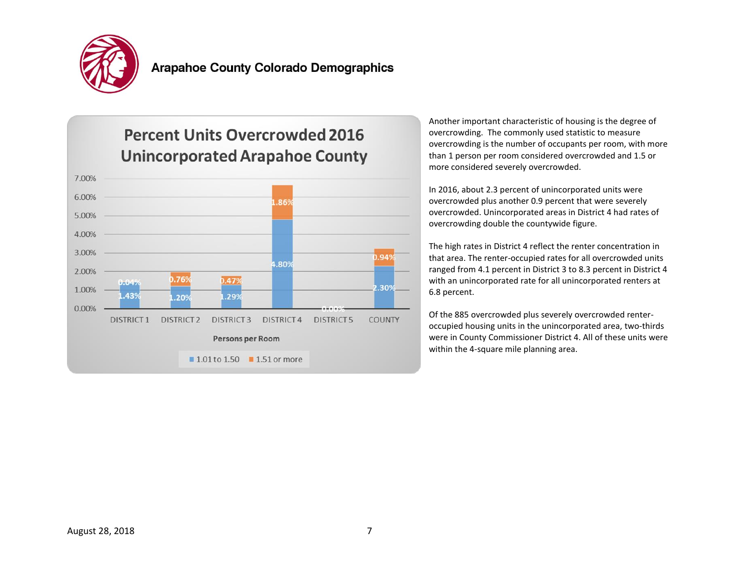# Arapahoe County Colorado Demographics

Percent Units Overcrowded 2016
Unincorporated Arapahoe County

7.00%
6.00%
5.00%
4.00%
3.00%
2.00%
1.00%
0.00%

DISTRICT 1: 1.43%, 0.04%
DISTRICT 2: 1.20%, 0.76%
DISTRICT 3: 1.29%, 0.47%
DISTRICT 4: 4.80%, 1.86%
DISTRICT 5: 0.00%
COUNTY: 2.30%, 0.94%

Persons per Room

1.01 to 1.50
1.51 or more

Another important characteristic of housing is the degree of overcrowding. The commonly used statistic to measure overcrowding is the number of occupants per room, with more than 1 person per room considered overcrowded and 1.5 or more considered severely overcrowded.

In 2016, about 2.3 percent of unincorporated units were overcrowded plus another 0.9 percent that were severely overcrowded. Unincorporated areas in District 4 had rates of overcrowding double the countywide figure.

The high rates in District 4 reflect the renter concentration in that area. The renter-occupied rates for all overcrowded units ranged from 4.1 percent in District 3 to 8.3 percent in District 4 with an unincorporated rate for all unincorporated renters at 6.8 percent.

Of the 885 overcrowded plus severely overcrowded renter-occupied housing units in the unincorporated area, two-thirds were in County Commissioner District 4. All of these units were within the 4-square mile planning area.

August 28, 2018